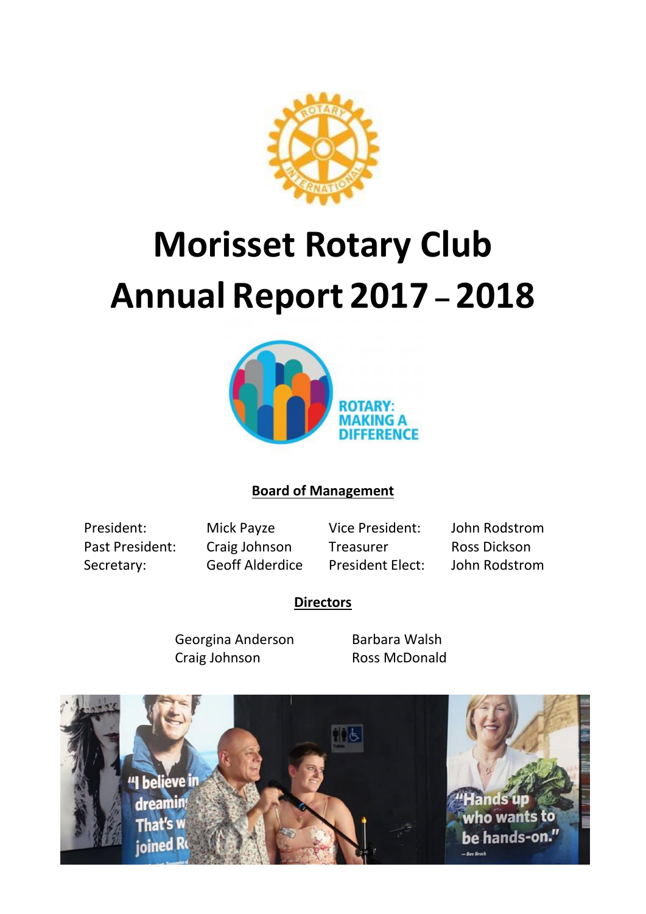# Morisset Rotary Club
# Annual Report 2017 – 2018

ROTARY: MAKING A DIFFERENCE

## Board of Management

| | | | |
|---|---|---|---|
| President: | Mick Payze | Vice President: | John Rodstrom |
| Past President: | Craig Johnson | Treasurer | Ross Dickson |
| Secretary: | Geoff Alderdice | President Elect: | John Rodstrom |

## Directors

| | |
|---|---|
| Georgina Anderson | Barbara Walsh |
| Craig Johnson | Ross McDonald |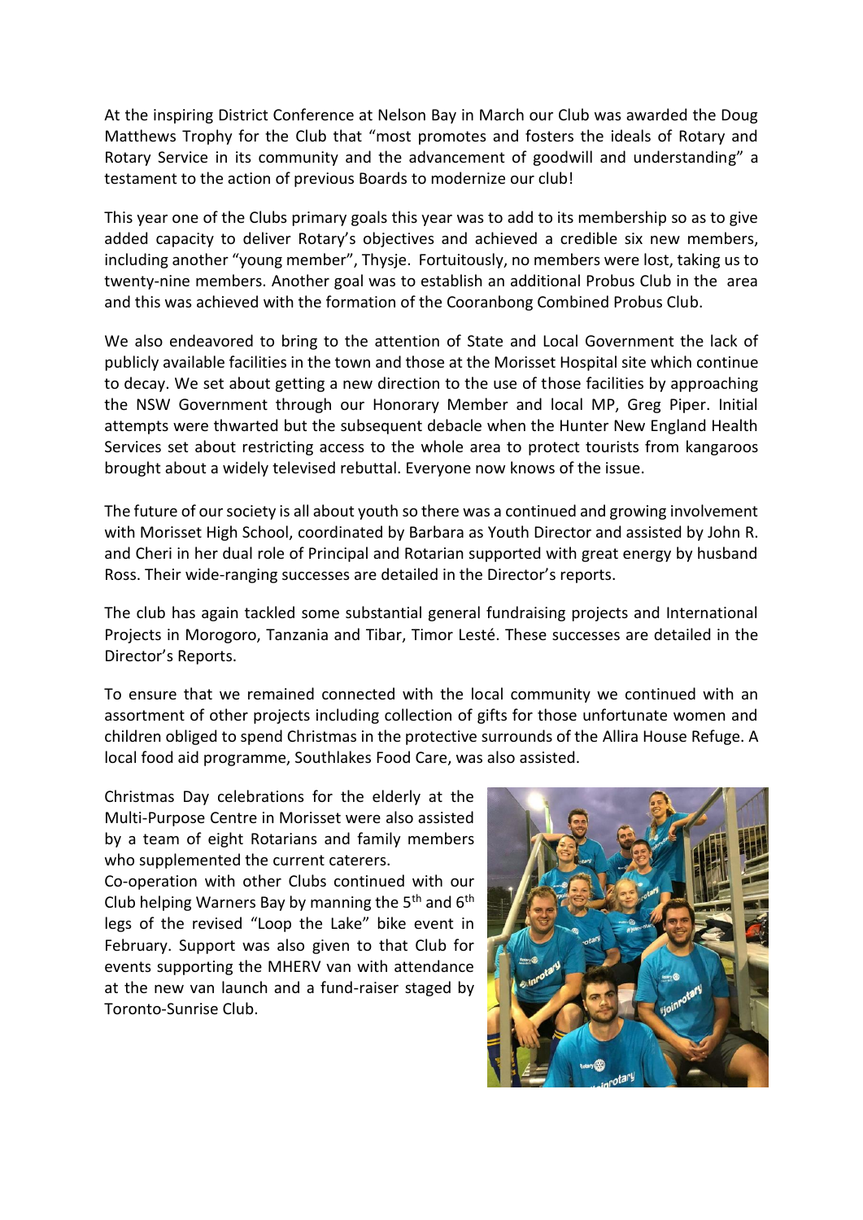At the inspiring District Conference at Nelson Bay in March our Club was awarded the Doug Matthews Trophy for the Club that "most promotes and fosters the ideals of Rotary and Rotary Service in its community and the advancement of goodwill and understanding" a testament to the action of previous Boards to modernize our club!

This year one of the Clubs primary goals this year was to add to its membership so as to give added capacity to deliver Rotary's objectives and achieved a credible six new members, including another "young member", Thysje. Fortuitously, no members were lost, taking us to twenty-nine members. Another goal was to establish an additional Probus Club in the area and this was achieved with the formation of the Cooranbong Combined Probus Club.

We also endeavored to bring to the attention of State and Local Government the lack of publicly available facilities in the town and those at the Morisset Hospital site which continue to decay. We set about getting a new direction to the use of those facilities by approaching the NSW Government through our Honorary Member and local MP, Greg Piper. Initial attempts were thwarted but the subsequent debacle when the Hunter New England Health Services set about restricting access to the whole area to protect tourists from kangaroos brought about a widely televised rebuttal. Everyone now knows of the issue.

The future of our society is all about youth so there was a continued and growing involvement with Morisset High School, coordinated by Barbara as Youth Director and assisted by John R. and Cheri in her dual role of Principal and Rotarian supported with great energy by husband Ross. Their wide-ranging successes are detailed in the Director's reports.

The club has again tackled some substantial general fundraising projects and International Projects in Morogoro, Tanzania and Tibar, Timor Lesté. These successes are detailed in the Director's Reports.

To ensure that we remained connected with the local community we continued with an assortment of other projects including collection of gifts for those unfortunate women and children obliged to spend Christmas in the protective surrounds of the Allira House Refuge. A local food aid programme, Southlakes Food Care, was also assisted.

Christmas Day celebrations for the elderly at the Multi-Purpose Centre in Morisset were also assisted by a team of eight Rotarians and family members who supplemented the current caterers.

Co-operation with other Clubs continued with our Club helping Warners Bay by manning the 5th and 6th legs of the revised "Loop the Lake" bike event in February. Support was also given to that Club for events supporting the MHERV van with attendance at the new van launch and a fund-raiser staged by Toronto-Sunrise Club.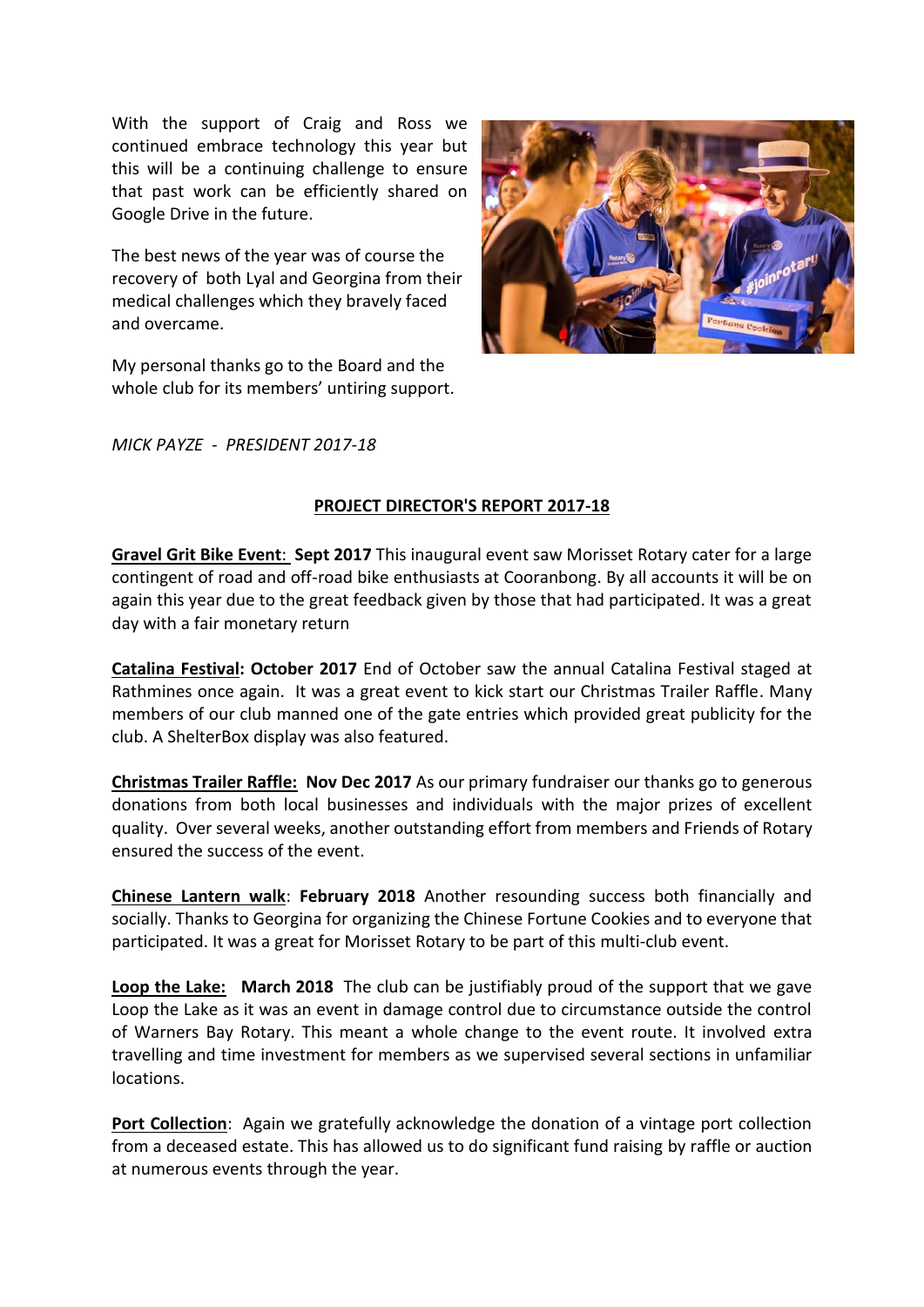With the support of Craig and Ross we continued embrace technology this year but this will be a continuing challenge to ensure that past work can be efficiently shared on Google Drive in the future.

The best news of the year was of course the recovery of both Lyal and Georgina from their medical challenges which they bravely faced and overcame.

My personal thanks go to the Board and the whole club for its members' untiring support.

*MICK PAYZE - PRESIDENT 2017-18*

## PROJECT DIRECTOR'S REPORT 2017-18

**Gravel Grit Bike Event: Sept 2017** This inaugural event saw Morisset Rotary cater for a large contingent of road and off-road bike enthusiasts at Cooranbong. By all accounts it will be on again this year due to the great feedback given by those that had participated. It was a great day with a fair monetary return

**Catalina Festival: October 2017** End of October saw the annual Catalina Festival staged at Rathmines once again. It was a great event to kick start our Christmas Trailer Raffle. Many members of our club manned one of the gate entries which provided great publicity for the club. A ShelterBox display was also featured.

**Christmas Trailer Raffle: Nov Dec 2017** As our primary fundraiser our thanks go to generous donations from both local businesses and individuals with the major prizes of excellent quality. Over several weeks, another outstanding effort from members and Friends of Rotary ensured the success of the event.

**Chinese Lantern walk: February 2018** Another resounding success both financially and socially. Thanks to Georgina for organizing the Chinese Fortune Cookies and to everyone that participated. It was a great for Morisset Rotary to be part of this multi-club event.

**Loop the Lake: March 2018** The club can be justifiably proud of the support that we gave Loop the Lake as it was an event in damage control due to circumstance outside the control of Warners Bay Rotary. This meant a whole change to the event route. It involved extra travelling and time investment for members as we supervised several sections in unfamiliar locations.

**Port Collection**: Again we gratefully acknowledge the donation of a vintage port collection from a deceased estate. This has allowed us to do significant fund raising by raffle or auction at numerous events through the year.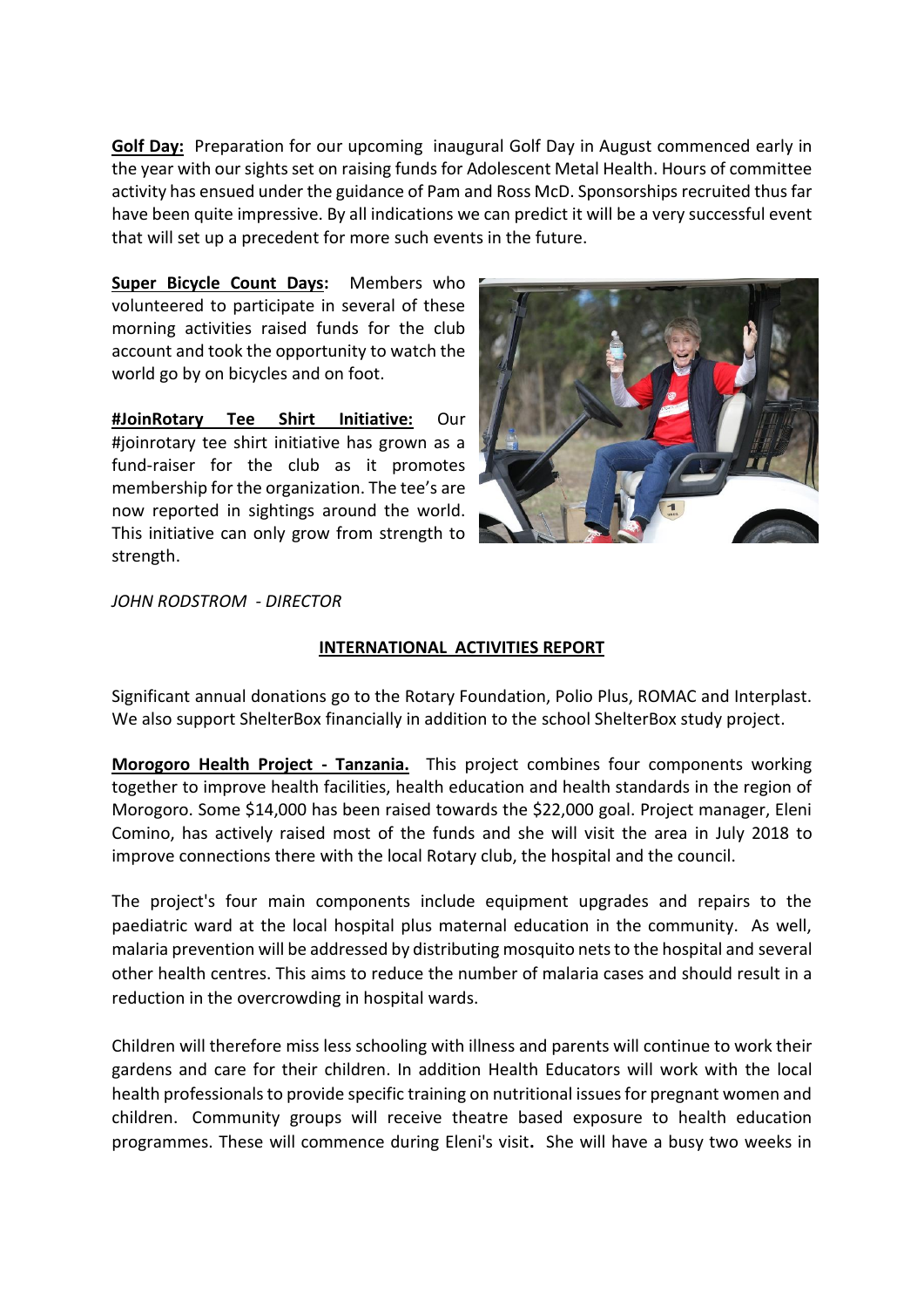**Golf Day:** Preparation for our upcoming inaugural Golf Day in August commenced early in the year with our sights set on raising funds for Adolescent Metal Health. Hours of committee activity has ensued under the guidance of Pam and Ross McD. Sponsorships recruited thus far have been quite impressive. By all indications we can predict it will be a very successful event that will set up a precedent for more such events in the future.

**Super Bicycle Count Days:** Members who volunteered to participate in several of these morning activities raised funds for the club account and took the opportunity to watch the world go by on bicycles and on foot.

**#JoinRotary Tee Shirt Initiative:** Our #joinrotary tee shirt initiative has grown as a fund-raiser for the club as it promotes membership for the organization. The tee's are now reported in sightings around the world. This initiative can only grow from strength to strength.

*JOHN RODSTROM - DIRECTOR*

## INTERNATIONAL ACTIVITIES REPORT

Significant annual donations go to the Rotary Foundation, Polio Plus, ROMAC and Interplast. We also support ShelterBox financially in addition to the school ShelterBox study project.

**Morogoro Health Project - Tanzania.** This project combines four components working together to improve health facilities, health education and health standards in the region of Morogoro. Some $14,000 has been raised towards the $22,000 goal. Project manager, Eleni Comino, has actively raised most of the funds and she will visit the area in July 2018 to improve connections there with the local Rotary club, the hospital and the council.

The project's four main components include equipment upgrades and repairs to the paediatric ward at the local hospital plus maternal education in the community. As well, malaria prevention will be addressed by distributing mosquito nets to the hospital and several other health centres. This aims to reduce the number of malaria cases and should result in a reduction in the overcrowding in hospital wards.

Children will therefore miss less schooling with illness and parents will continue to work their gardens and care for their children. In addition Health Educators will work with the local health professionals to provide specific training on nutritional issues for pregnant women and children. Community groups will receive theatre based exposure to health education programmes. These will commence during Eleni's visit. She will have a busy two weeks in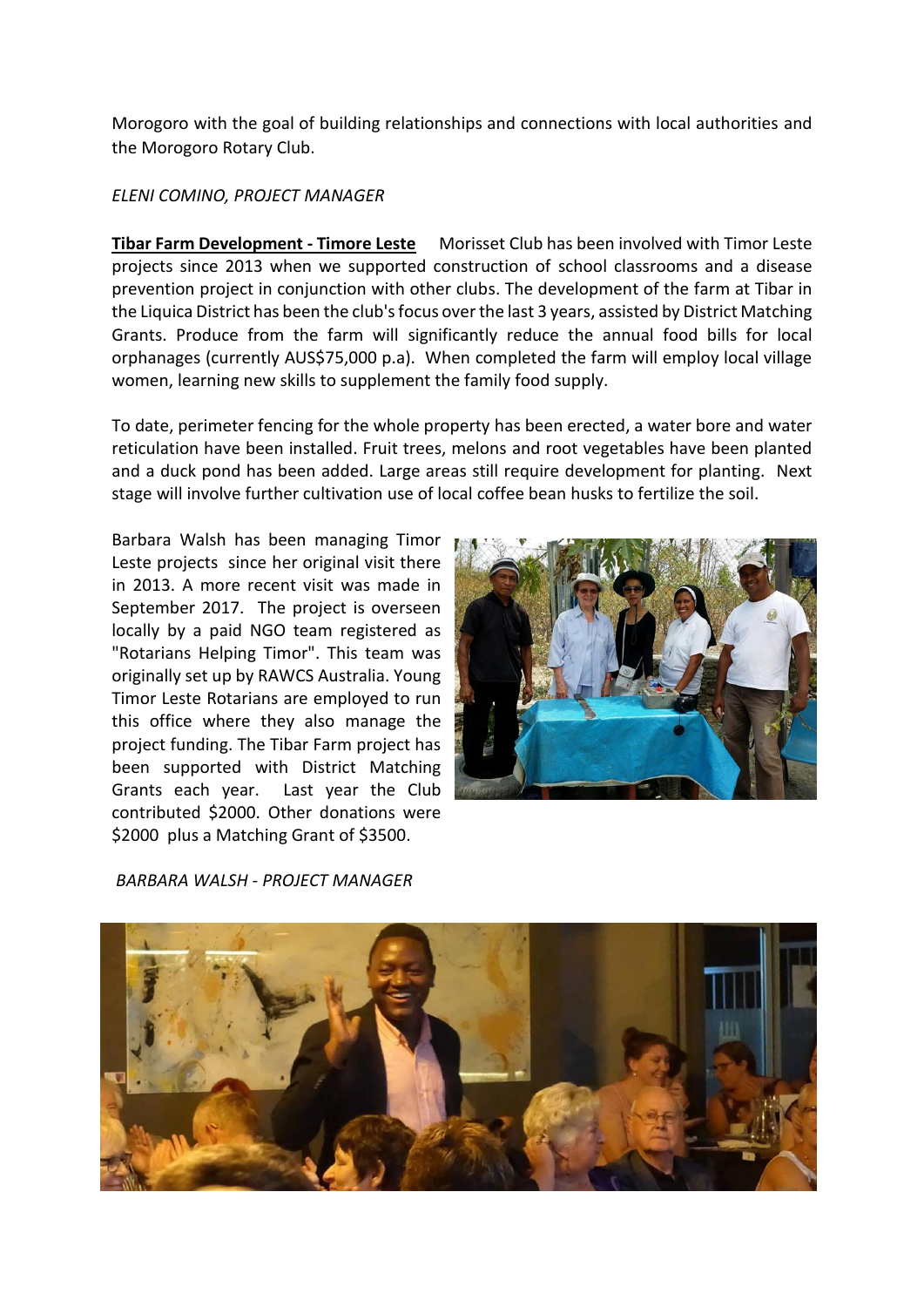Morogoro with the goal of building relationships and connections with local authorities and the Morogoro Rotary Club.

*ELENI COMINO, PROJECT MANAGER*

**Tibar Farm Development - Timore Leste** Morisset Club has been involved with Timor Leste projects since 2013 when we supported construction of school classrooms and a disease prevention project in conjunction with other clubs. The development of the farm at Tibar in the Liquica District has been the club's focus over the last 3 years, assisted by District Matching Grants. Produce from the farm will significantly reduce the annual food bills for local orphanages (currently AUS$75,000 p.a). When completed the farm will employ local village women, learning new skills to supplement the family food supply.

To date, perimeter fencing for the whole property has been erected, a water bore and water reticulation have been installed. Fruit trees, melons and root vegetables have been planted and a duck pond has been added. Large areas still require development for planting. Next stage will involve further cultivation use of local coffee bean husks to fertilize the soil.

Barbara Walsh has been managing Timor Leste projects since her original visit there in 2013. A more recent visit was made in September 2017. The project is overseen locally by a paid NGO team registered as "Rotarians Helping Timor". This team was originally set up by RAWCS Australia. Young Timor Leste Rotarians are employed to run this office where they also manage the project funding. The Tibar Farm project has been supported with District Matching Grants each year. Last year the Club contributed $2000. Other donations were $2000 plus a Matching Grant of $3500.

*BARBARA WALSH - PROJECT MANAGER*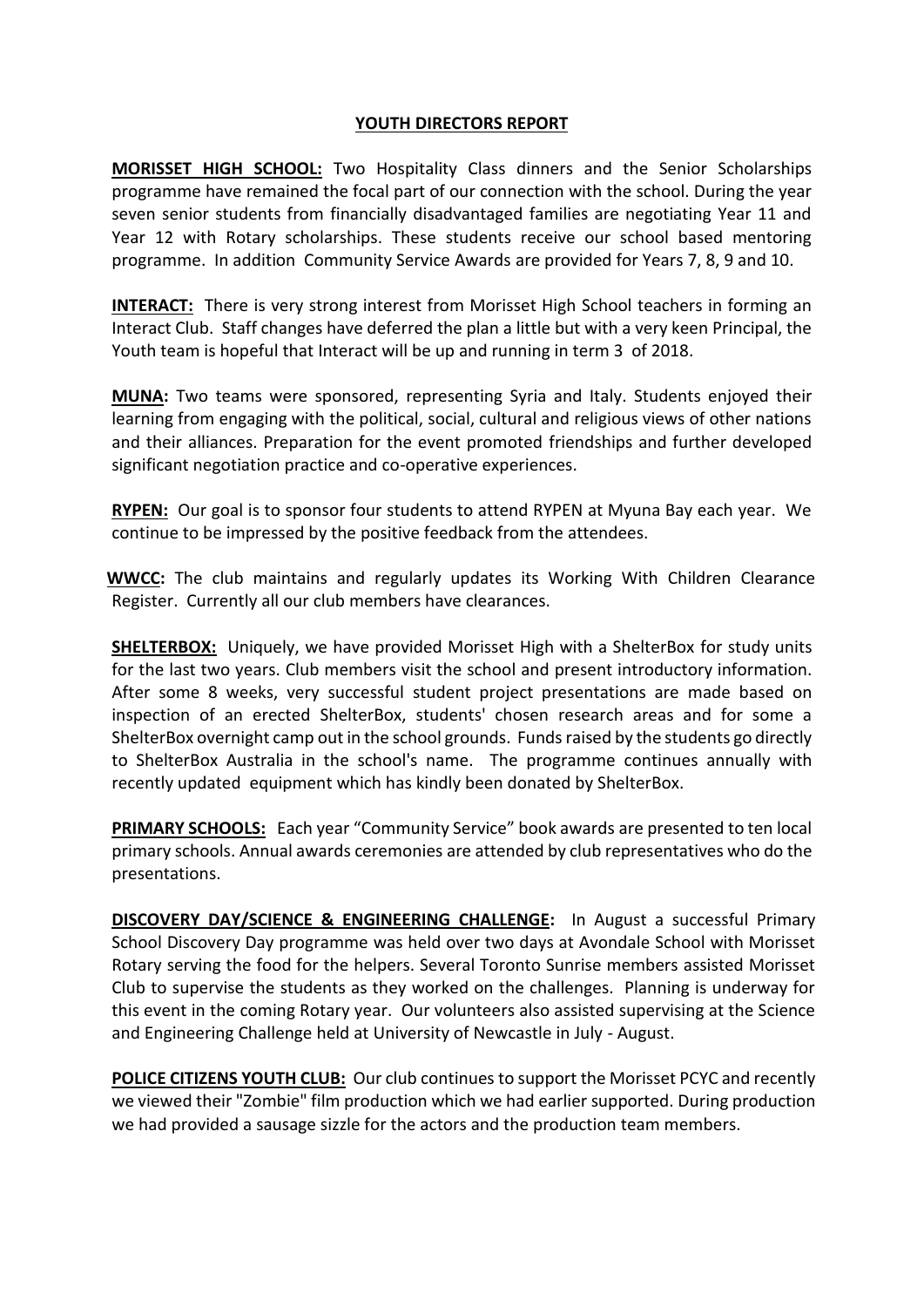## YOUTH DIRECTORS REPORT

**MORISSET HIGH SCHOOL:** Two Hospitality Class dinners and the Senior Scholarships programme have remained the focal part of our connection with the school. During the year seven senior students from financially disadvantaged families are negotiating Year 11 and Year 12 with Rotary scholarships. These students receive our school based mentoring programme. In addition Community Service Awards are provided for Years 7, 8, 9 and 10.

**INTERACT:** There is very strong interest from Morisset High School teachers in forming an Interact Club. Staff changes have deferred the plan a little but with a very keen Principal, the Youth team is hopeful that Interact will be up and running in term 3 of 2018.

**MUNA:** Two teams were sponsored, representing Syria and Italy. Students enjoyed their learning from engaging with the political, social, cultural and religious views of other nations and their alliances. Preparation for the event promoted friendships and further developed significant negotiation practice and co-operative experiences.

**RYPEN:** Our goal is to sponsor four students to attend RYPEN at Myuna Bay each year. We continue to be impressed by the positive feedback from the attendees.

**WWCC:** The club maintains and regularly updates its Working With Children Clearance Register. Currently all our club members have clearances.

**SHELTERBOX:** Uniquely, we have provided Morisset High with a ShelterBox for study units for the last two years. Club members visit the school and present introductory information. After some 8 weeks, very successful student project presentations are made based on inspection of an erected ShelterBox, students' chosen research areas and for some a ShelterBox overnight camp out in the school grounds. Funds raised by the students go directly to ShelterBox Australia in the school's name. The programme continues annually with recently updated equipment which has kindly been donated by ShelterBox.

**PRIMARY SCHOOLS:** Each year "Community Service" book awards are presented to ten local primary schools. Annual awards ceremonies are attended by club representatives who do the presentations.

**DISCOVERY DAY/SCIENCE & ENGINEERING CHALLENGE:** In August a successful Primary School Discovery Day programme was held over two days at Avondale School with Morisset Rotary serving the food for the helpers. Several Toronto Sunrise members assisted Morisset Club to supervise the students as they worked on the challenges. Planning is underway for this event in the coming Rotary year. Our volunteers also assisted supervising at the Science and Engineering Challenge held at University of Newcastle in July - August.

**POLICE CITIZENS YOUTH CLUB:** Our club continues to support the Morisset PCYC and recently we viewed their "Zombie" film production which we had earlier supported. During production we had provided a sausage sizzle for the actors and the production team members.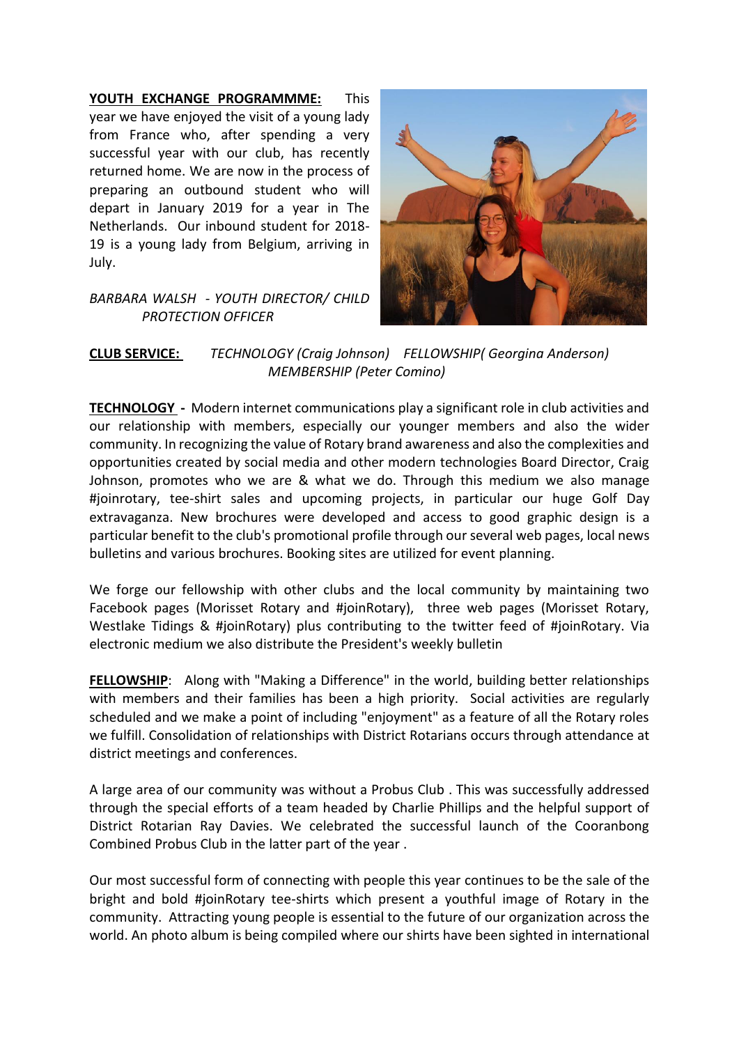**YOUTH EXCHANGE PROGRAMMME:** This year we have enjoyed the visit of a young lady from France who, after spending a very successful year with our club, has recently returned home. We are now in the process of preparing an outbound student who will depart in January 2019 for a year in The Netherlands. Our inbound student for 2018-19 is a young lady from Belgium, arriving in July.

*BARBARA WALSH - YOUTH DIRECTOR/ CHILD PROTECTION OFFICER*

**CLUB SERVICE:** *TECHNOLOGY (Craig Johnson) FELLOWSHIP( Georgina Anderson) MEMBERSHIP (Peter Comino)*

**TECHNOLOGY -** Modern internet communications play a significant role in club activities and our relationship with members, especially our younger members and also the wider community. In recognizing the value of Rotary brand awareness and also the complexities and opportunities created by social media and other modern technologies Board Director, Craig Johnson, promotes who we are & what we do. Through this medium we also manage #joinrotary, tee-shirt sales and upcoming projects, in particular our huge Golf Day extravaganza. New brochures were developed and access to good graphic design is a particular benefit to the club's promotional profile through our several web pages, local news bulletins and various brochures. Booking sites are utilized for event planning.

We forge our fellowship with other clubs and the local community by maintaining two Facebook pages (Morisset Rotary and #joinRotary), three web pages (Morisset Rotary, Westlake Tidings & #joinRotary) plus contributing to the twitter feed of #joinRotary. Via electronic medium we also distribute the President's weekly bulletin

**FELLOWSHIP**: Along with "Making a Difference" in the world, building better relationships with members and their families has been a high priority. Social activities are regularly scheduled and we make a point of including "enjoyment" as a feature of all the Rotary roles we fulfill. Consolidation of relationships with District Rotarians occurs through attendance at district meetings and conferences.

A large area of our community was without a Probus Club . This was successfully addressed through the special efforts of a team headed by Charlie Phillips and the helpful support of District Rotarian Ray Davies. We celebrated the successful launch of the Cooranbong Combined Probus Club in the latter part of the year .

Our most successful form of connecting with people this year continues to be the sale of the bright and bold #joinRotary tee-shirts which present a youthful image of Rotary in the community. Attracting young people is essential to the future of our organization across the world. An photo album is being compiled where our shirts have been sighted in international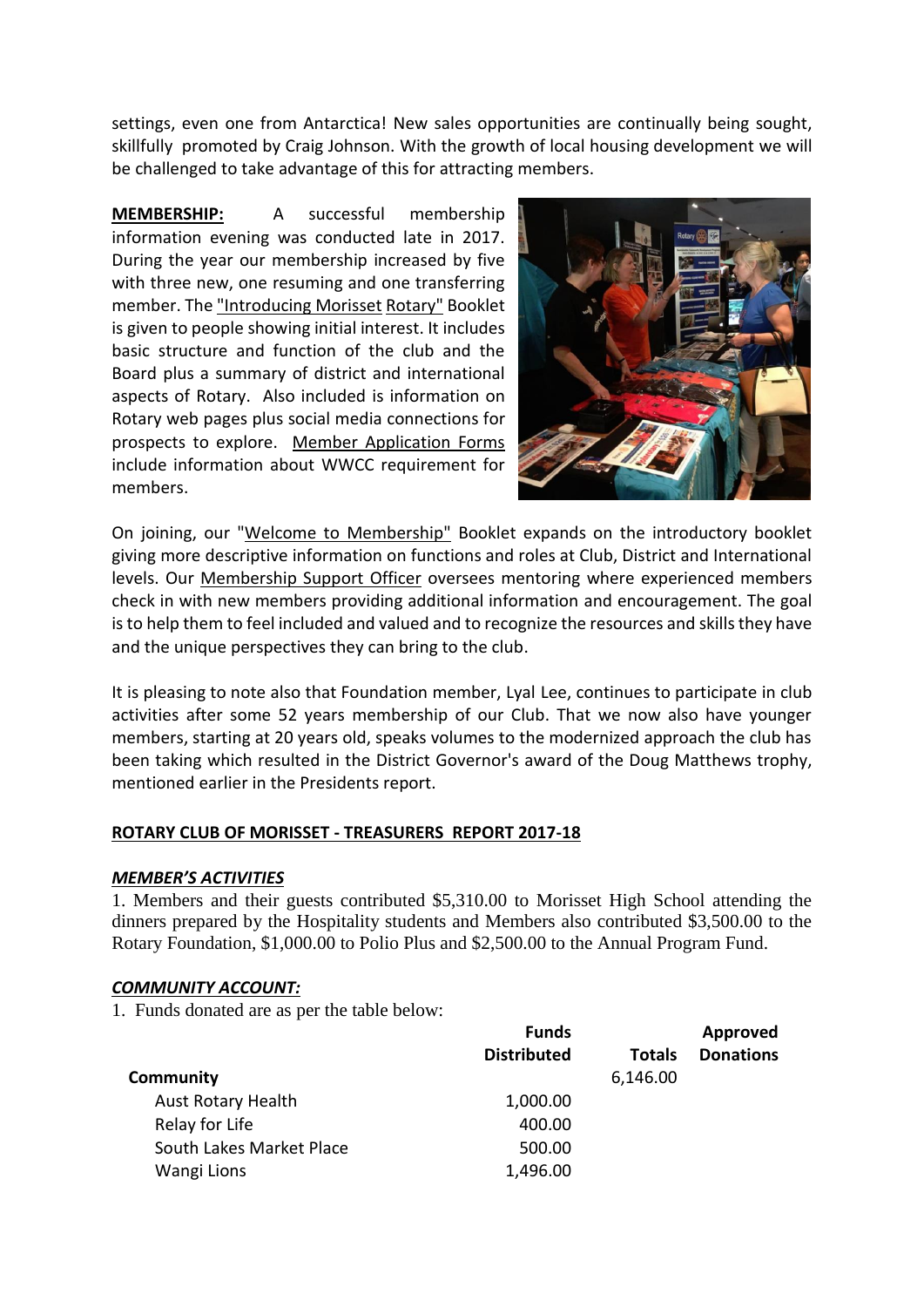settings, even one from Antarctica! New sales opportunities are continually being sought, skillfully promoted by Craig Johnson. With the growth of local housing development we will be challenged to take advantage of this for attracting members.

**MEMBERSHIP:** A successful membership information evening was conducted late in 2017. During the year our membership increased by five with three new, one resuming and one transferring member. The "Introducing Morisset Rotary" Booklet is given to people showing initial interest. It includes basic structure and function of the club and the Board plus a summary of district and international aspects of Rotary. Also included is information on Rotary web pages plus social media connections for prospects to explore. Member Application Forms include information about WWCC requirement for members.

On joining, our "Welcome to Membership" Booklet expands on the introductory booklet giving more descriptive information on functions and roles at Club, District and International levels. Our Membership Support Officer oversees mentoring where experienced members check in with new members providing additional information and encouragement. The goal is to help them to feel included and valued and to recognize the resources and skills they have and the unique perspectives they can bring to the club.

It is pleasing to note also that Foundation member, Lyal Lee, continues to participate in club activities after some 52 years membership of our Club. That we now also have younger members, starting at 20 years old, speaks volumes to the modernized approach the club has been taking which resulted in the District Governor's award of the Doug Matthews trophy, mentioned earlier in the Presidents report.

## ROTARY CLUB OF MORISSET - TREASURERS REPORT 2017-18

### *MEMBER'S ACTIVITIES*

1. Members and their guests contributed $5,310.00 to Morisset High School attending the dinners prepared by the Hospitality students and Members also contributed $3,500.00 to the Rotary Foundation, $1,000.00 to Polio Plus and $2,500.00 to the Annual Program Fund.

### *COMMUNITY ACCOUNT:*

1. Funds donated are as per the table below:

| | Funds Distributed | Totals | Approved Donations |
|---|---|---|---|
| **Community** | | 6,146.00 | |
| Aust Rotary Health | 1,000.00 | | |
| Relay for Life | 400.00 | | |
| South Lakes Market Place | 500.00 | | |
| Wangi Lions | 1,496.00 | | |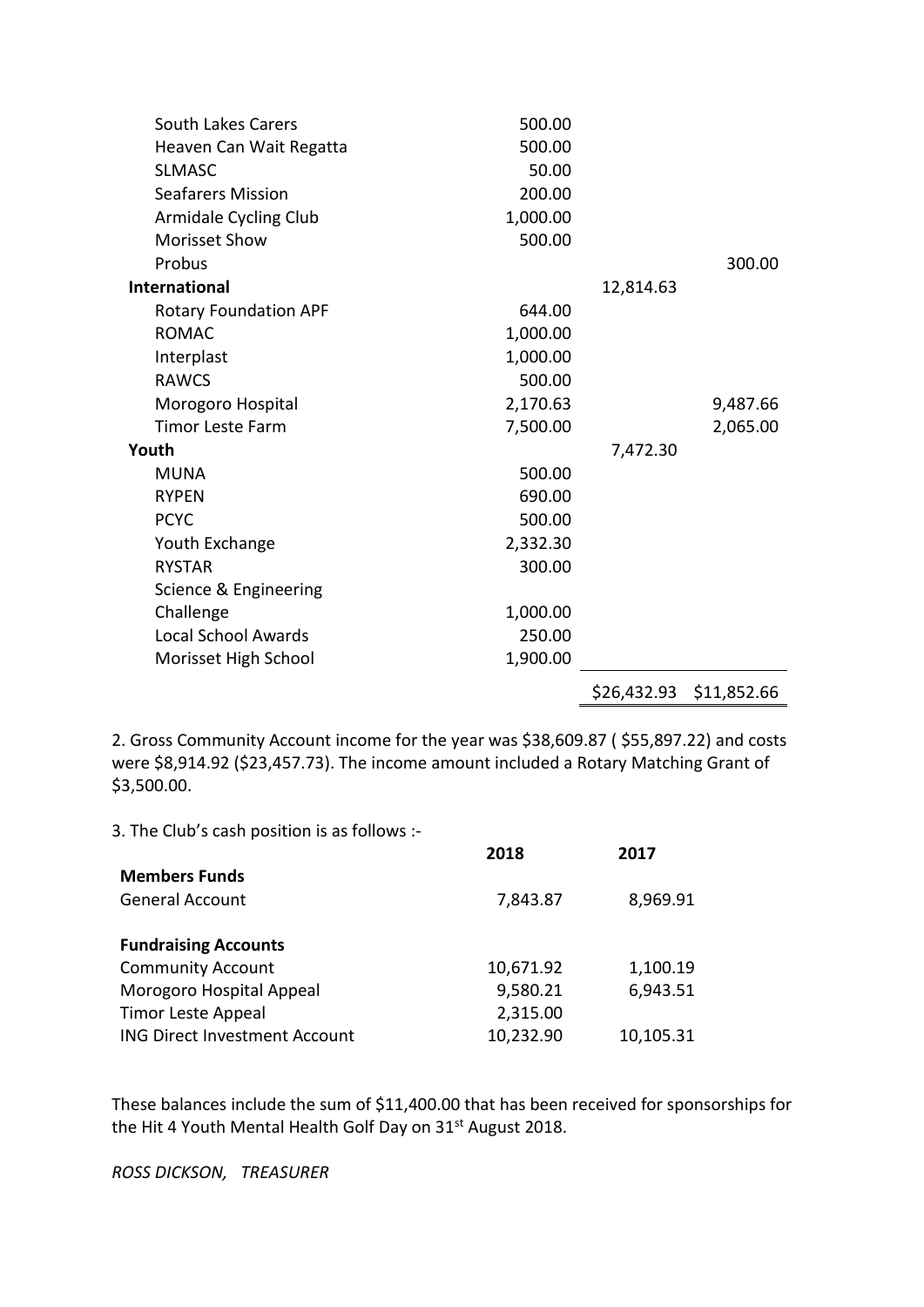| | | | |
|---|---|---|---|
| South Lakes Carers | 500.00 | | |
| Heaven Can Wait Regatta | 500.00 | | |
| SLMASC | 50.00 | | |
| Seafarers Mission | 200.00 | | |
| Armidale Cycling Club | 1,000.00 | | |
| Morisset Show | 500.00 | | |
| Probus | | | 300.00 |
| **International** | | 12,814.63 | |
| Rotary Foundation APF | 644.00 | | |
| ROMAC | 1,000.00 | | |
| Interplast | 1,000.00 | | |
| RAWCS | 500.00 | | |
| Morogoro Hospital | 2,170.63 | | 9,487.66 |
| Timor Leste Farm | 7,500.00 | | 2,065.00 |
| **Youth** | | 7,472.30 | |
| MUNA | 500.00 | | |
| RYPEN | 690.00 | | |
| PCYC | 500.00 | | |
| Youth Exchange | 2,332.30 | | |
| RYSTAR | 300.00 | | |
| Science & Engineering Challenge | 1,000.00 | | |
| Local School Awards | 250.00 | | |
| Morisset High School | 1,900.00 | | |
| | | $26,432.93 | $11,852.66 |

2. Gross Community Account income for the year was $38,609.87 ( $55,897.22) and costs were $8,914.92 ($23,457.73). The income amount included a Rotary Matching Grant of $3,500.00.

3. The Club's cash position is as follows :-

| | 2018 | 2017 |
|---|---|---|
| **Members Funds** | | |
| General Account | 7,843.87 | 8,969.91 |
| **Fundraising Accounts** | | |
| Community Account | 10,671.92 | 1,100.19 |
| Morogoro Hospital Appeal | 9,580.21 | 6,943.51 |
| Timor Leste Appeal | 2,315.00 | |
| ING Direct Investment Account | 10,232.90 | 10,105.31 |

These balances include the sum of $11,400.00 that has been received for sponsorships for the Hit 4 Youth Mental Health Golf Day on 31st August 2018.

*ROSS DICKSON, TREASURER*